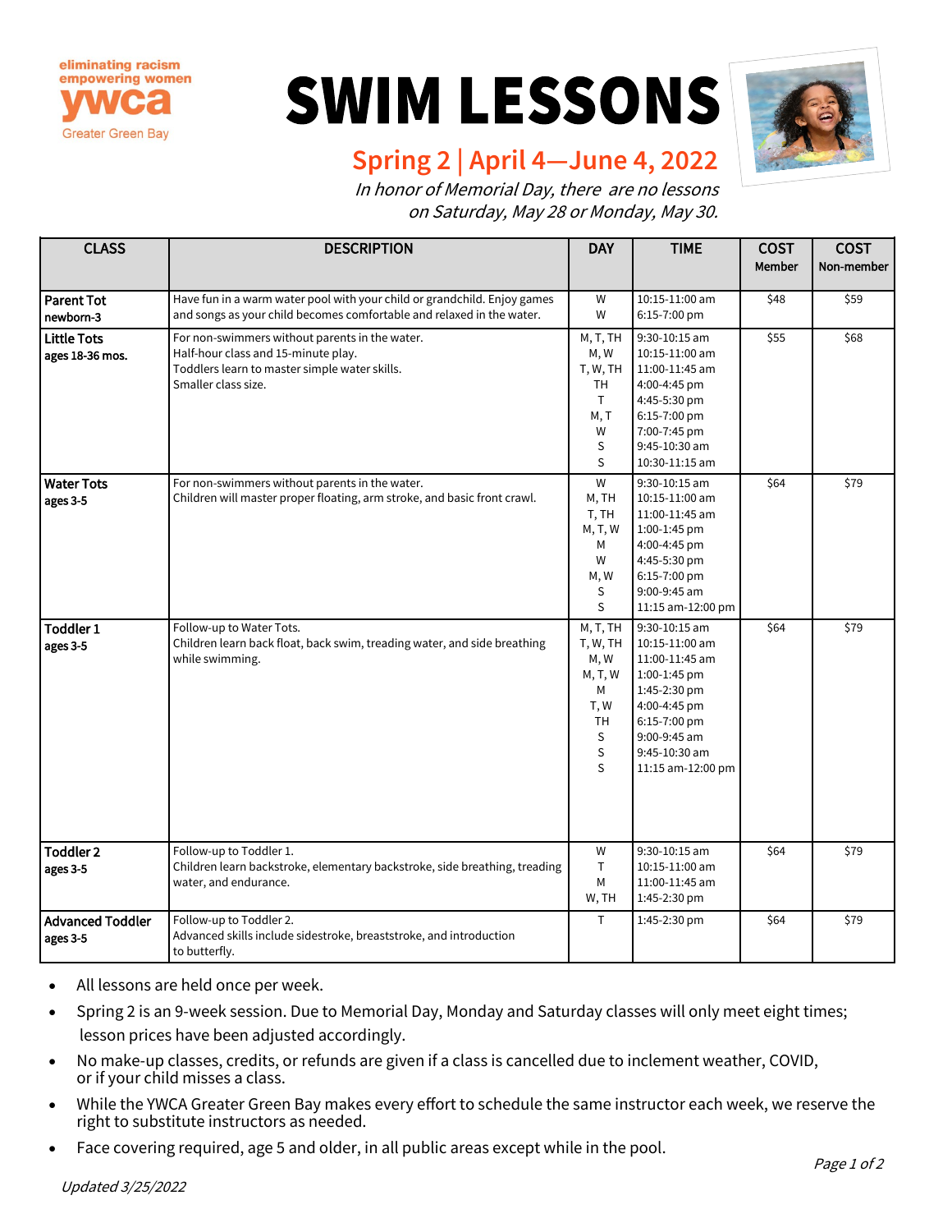eliminating racism
empowering women
**ywca**
Greater Green Bay

# SWIM LESSONS

## Spring 2 | April 4—June 4, 2022

*In honor of Memorial Day, there are no lessons on Saturday, May 28 or Monday, May 30.*

| CLASS | DESCRIPTION | DAY | TIME | COST Member | COST Non-member |
|---|---|---|---|---|---|
| **Parent Tot** newborn-3 | Have fun in a warm water pool with your child or grandchild. Enjoy games and songs as your child becomes comfortable and relaxed in the water. | W<br>W | 10:15-11:00 am<br>6:15-7:00 pm | $48 | $59 |
| **Little Tots** ages 18-36 mos. | For non-swimmers without parents in the water.<br>Half-hour class and 15-minute play.<br>Toddlers learn to master simple water skills.<br>Smaller class size. | M, T, TH<br>M, W<br>T, W, TH<br>TH<br>T<br>M, T<br>W<br>S<br>S | 9:30-10:15 am<br>10:15-11:00 am<br>11:00-11:45 am<br>4:00-4:45 pm<br>4:45-5:30 pm<br>6:15-7:00 pm<br>7:00-7:45 pm<br>9:45-10:30 am<br>10:30-11:15 am | $55 | $68 |
| **Water Tots** ages 3-5 | For non-swimmers without parents in the water.<br>Children will master proper floating, arm stroke, and basic front crawl. | W<br>M, TH<br>T, TH<br>M, T, W<br>M<br>W<br>M, W<br>S<br>S | 9:30-10:15 am<br>10:15-11:00 am<br>11:00-11:45 am<br>1:00-1:45 pm<br>4:00-4:45 pm<br>4:45-5:30 pm<br>6:15-7:00 pm<br>9:00-9:45 am<br>11:15 am-12:00 pm | $64 | $79 |
| **Toddler 1** ages 3-5 | Follow-up to Water Tots.<br>Children learn back float, back swim, treading water, and side breathing while swimming. | M, T, TH<br>T, W, TH<br>M, W<br>M, T, W<br>M<br>T, W<br>TH<br>S<br>S<br>S | 9:30-10:15 am<br>10:15-11:00 am<br>11:00-11:45 am<br>1:00-1:45 pm<br>1:45-2:30 pm<br>4:00-4:45 pm<br>6:15-7:00 pm<br>9:00-9:45 am<br>9:45-10:30 am<br>11:15 am-12:00 pm | $64 | $79 |
| **Toddler 2** ages 3-5 | Follow-up to Toddler 1.<br>Children learn backstroke, elementary backstroke, side breathing, treading water, and endurance. | W<br>T<br>M<br>W, TH | 9:30-10:15 am<br>10:15-11:00 am<br>11:00-11:45 am<br>1:45-2:30 pm | $64 | $79 |
| **Advanced Toddler** ages 3-5 | Follow-up to Toddler 2.<br>Advanced skills include sidestroke, breaststroke, and introduction to butterfly. | T | 1:45-2:30 pm | $64 | $79 |

- All lessons are held once per week.
- Spring 2 is an 9-week session. Due to Memorial Day, Monday and Saturday classes will only meet eight times; lesson prices have been adjusted accordingly.
- No make-up classes, credits, or refunds are given if a class is cancelled due to inclement weather, COVID, or if your child misses a class.
- While the YWCA Greater Green Bay makes every effort to schedule the same instructor each week, we reserve the right to substitute instructors as needed.
- Face covering required, age 5 and older, in all public areas except while in the pool.

*Updated 3/25/2022*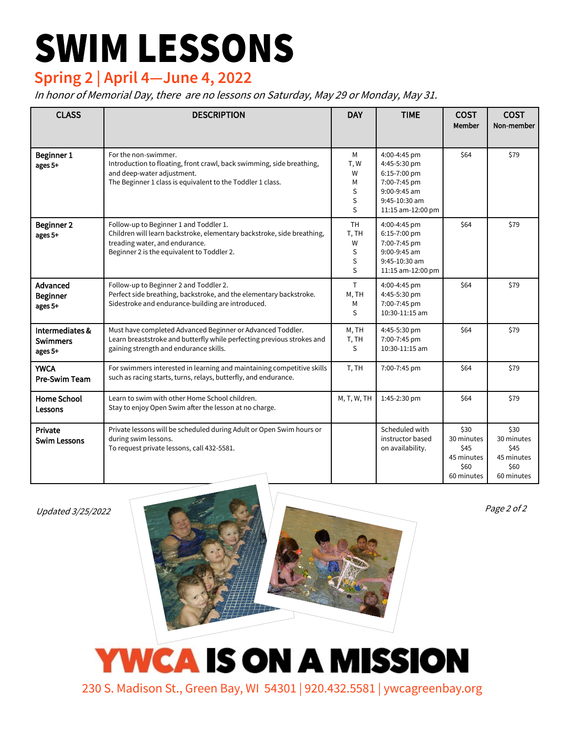# SWIM LESSONS

## Spring 2 | April 4—June 4, 2022

*In honor of Memorial Day, there are no lessons on Saturday, May 29 or Monday, May 31.*

| CLASS | DESCRIPTION | DAY | TIME | COST Member | COST Non-member |
|---|---|---|---|---|---|
| **Beginner 1** ages 5+ | For the non-swimmer.<br>Introduction to floating, front crawl, back swimming, side breathing, and deep-water adjustment.<br>The Beginner 1 class is equivalent to the Toddler 1 class. | M<br>T, W<br>W<br>M<br>S<br>S<br>S | 4:00-4:45 pm<br>4:45-5:30 pm<br>6:15-7:00 pm<br>7:00-7:45 pm<br>9:00-9:45 am<br>9:45-10:30 am<br>11:15 am-12:00 pm | $64 | $79 |
| **Beginner 2** ages 5+ | Follow-up to Beginner 1 and Toddler 1.<br>Children will learn backstroke, elementary backstroke, side breathing, treading water, and endurance.<br>Beginner 2 is the equivalent to Toddler 2. | TH<br>T, TH<br>W<br>S<br>S<br>S | 4:00-4:45 pm<br>6:15-7:00 pm<br>7:00-7:45 pm<br>9:00-9:45 am<br>9:45-10:30 am<br>11:15 am-12:00 pm | $64 | $79 |
| **Advanced Beginner** ages 5+ | Follow-up to Beginner 2 and Toddler 2.<br>Perfect side breathing, backstroke, and the elementary backstroke.<br>Sidestroke and endurance-building are introduced. | T<br>M, TH<br>M<br>S | 4:00-4:45 pm<br>4:45-5:30 pm<br>7:00-7:45 pm<br>10:30-11:15 am | $64 | $79 |
| **Intermediates & Swimmers** ages 5+ | Must have completed Advanced Beginner or Advanced Toddler.<br>Learn breaststroke and butterfly while perfecting previous strokes and gaining strength and endurance skills. | M, TH<br>T, TH<br>S | 4:45-5:30 pm<br>7:00-7:45 pm<br>10:30-11:15 am | $64 | $79 |
| **YWCA Pre-Swim Team** | For swimmers interested in learning and maintaining competitive skills such as racing starts, turns, relays, butterfly, and endurance. | T, TH | 7:00-7:45 pm | $64 | $79 |
| **Home School Lessons** | Learn to swim with other Home School children.<br>Stay to enjoy Open Swim after the lesson at no charge. | M, T, W, TH | 1:45-2:30 pm | $64 | $79 |
| **Private Swim Lessons** | Private lessons will be scheduled during Adult or Open Swim hours or during swim lessons.<br>To request private lessons, call 432-5581. | | Scheduled with instructor based on availability. | $30 30 minutes<br>$45 45 minutes<br>$60 60 minutes | $30 30 minutes<br>$45 45 minutes<br>$60 60 minutes |

*Updated 3/25/2022*

**YWCA IS ON A MISSION**

230 S. Madison St., Green Bay, WI 54301 | 920.432.5581 | ywcagreenbay.org